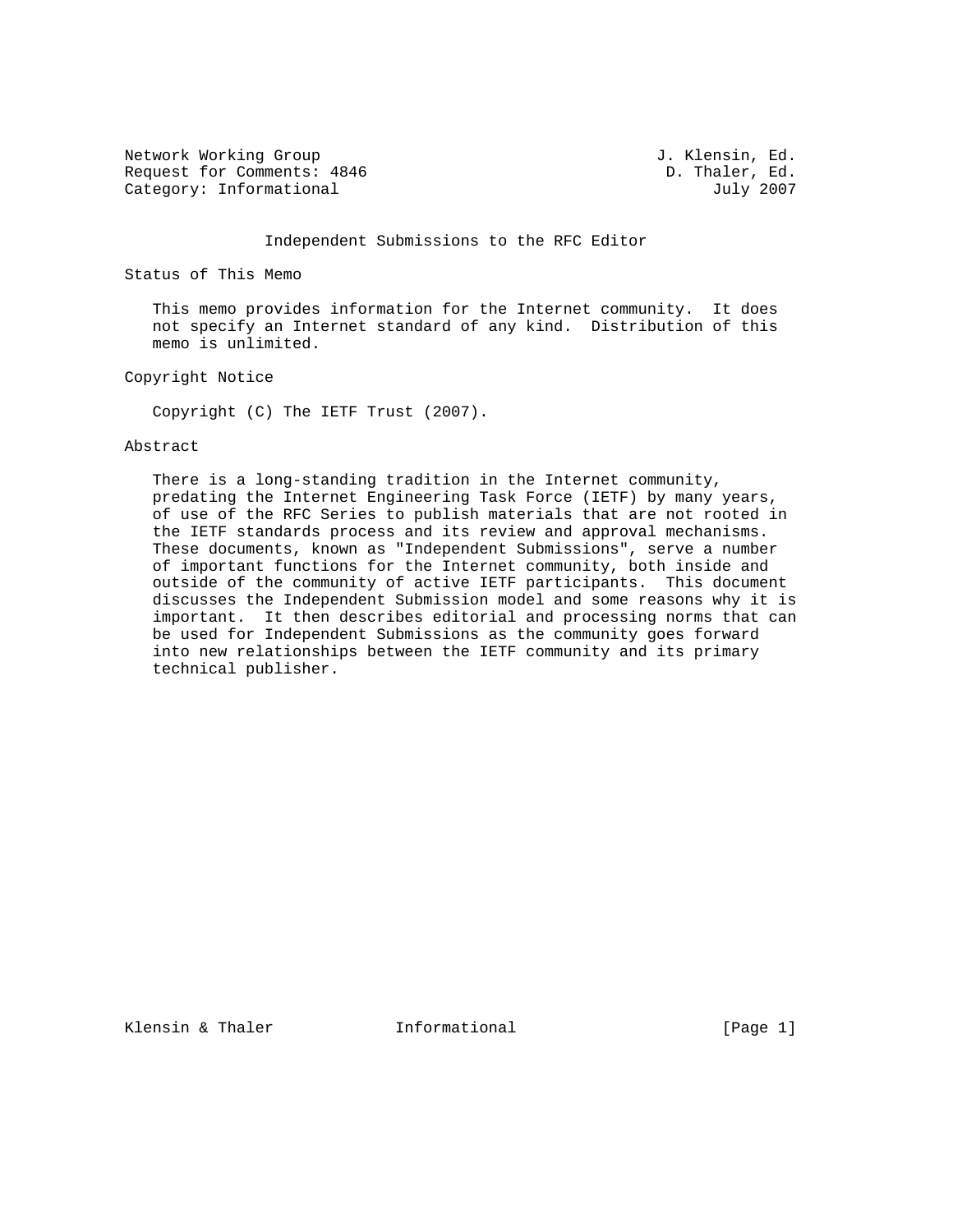Network Working Group J. Klensin, Ed.
Request for Comments: 4846 D. Thaler, Ed.
Category: Informational July 2007

# Independent Submissions to the RFC Editor

## Status of This Memo

This memo provides information for the Internet community. It does not specify an Internet standard of any kind. Distribution of this memo is unlimited.

## Copyright Notice

Copyright (C) The IETF Trust (2007).

## Abstract

There is a long-standing tradition in the Internet community, predating the Internet Engineering Task Force (IETF) by many years, of use of the RFC Series to publish materials that are not rooted in the IETF standards process and its review and approval mechanisms. These documents, known as "Independent Submissions", serve a number of important functions for the Internet community, both inside and outside of the community of active IETF participants. This document discusses the Independent Submission model and some reasons why it is important. It then describes editorial and processing norms that can be used for Independent Submissions as the community goes forward into new relationships between the IETF community and its primary technical publisher.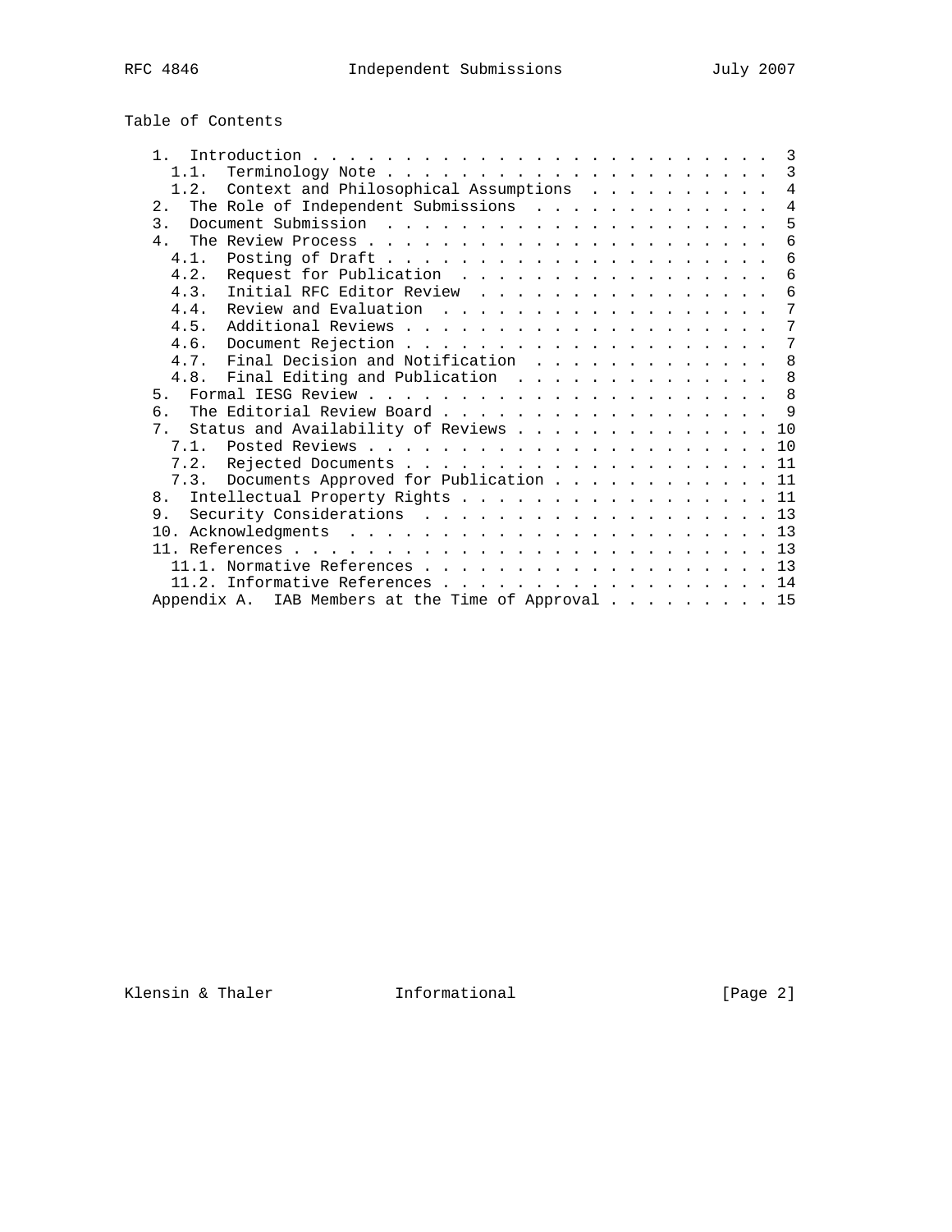## Table of Contents

```
   1.  Introduction . . . . . . . . . . . . . . . . . . . . . . . . .  3
     1.1.  Terminology Note . . . . . . . . . . . . . . . . . . . . .  3
     1.2.  Context and Philosophical Assumptions  . . . . . . . . . .  4
   2.  The Role of Independent Submissions  . . . . . . . . . . . . .  4
   3.  Document Submission  . . . . . . . . . . . . . . . . . . . . .  5
   4.  The Review Process . . . . . . . . . . . . . . . . . . . . . .  6
     4.1.  Posting of Draft . . . . . . . . . . . . . . . . . . . . .  6
     4.2.  Request for Publication  . . . . . . . . . . . . . . . . .  6
     4.3.  Initial RFC Editor Review  . . . . . . . . . . . . . . . .  6
     4.4.  Review and Evaluation  . . . . . . . . . . . . . . . . . .  7
     4.5.  Additional Reviews . . . . . . . . . . . . . . . . . . . .  7
     4.6.  Document Rejection . . . . . . . . . . . . . . . . . . . .  7
     4.7.  Final Decision and Notification  . . . . . . . . . . . . .  8
     4.8.  Final Editing and Publication  . . . . . . . . . . . . . .  8
   5.  Formal IESG Review . . . . . . . . . . . . . . . . . . . . . .  8
   6.  The Editorial Review Board . . . . . . . . . . . . . . . . . .  9
   7.  Status and Availability of Reviews . . . . . . . . . . . . . . 10
     7.1.  Posted Reviews . . . . . . . . . . . . . . . . . . . . . . 10
     7.2.  Rejected Documents . . . . . . . . . . . . . . . . . . . . 11
     7.3.  Documents Approved for Publication . . . . . . . . . . . . 11
   8.  Intellectual Property Rights . . . . . . . . . . . . . . . . . 11
   9.  Security Considerations  . . . . . . . . . . . . . . . . . . . 13
   10. Acknowledgments  . . . . . . . . . . . . . . . . . . . . . . . 13
   11. References . . . . . . . . . . . . . . . . . . . . . . . . . . 13
     11.1. Normative References . . . . . . . . . . . . . . . . . . . 13
     11.2. Informative References . . . . . . . . . . . . . . . . . . 14
   Appendix A.  IAB Members at the Time of Approval . . . . . . . . . 15
```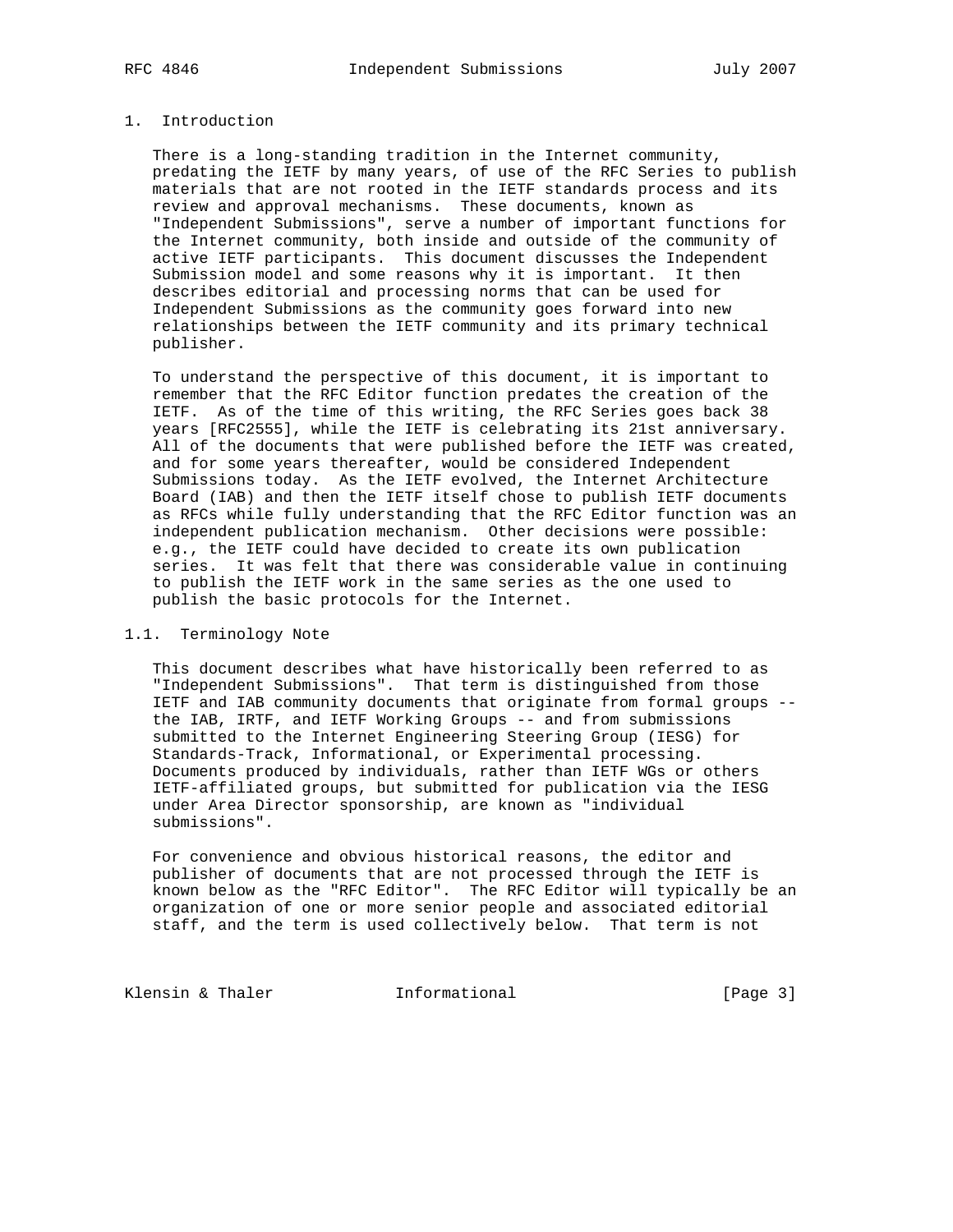# 1. Introduction

There is a long-standing tradition in the Internet community, predating the IETF by many years, of use of the RFC Series to publish materials that are not rooted in the IETF standards process and its review and approval mechanisms. These documents, known as "Independent Submissions", serve a number of important functions for the Internet community, both inside and outside of the community of active IETF participants. This document discusses the Independent Submission model and some reasons why it is important. It then describes editorial and processing norms that can be used for Independent Submissions as the community goes forward into new relationships between the IETF community and its primary technical publisher.

To understand the perspective of this document, it is important to remember that the RFC Editor function predates the creation of the IETF. As of the time of this writing, the RFC Series goes back 38 years [RFC2555], while the IETF is celebrating its 21st anniversary. All of the documents that were published before the IETF was created, and for some years thereafter, would be considered Independent Submissions today. As the IETF evolved, the Internet Architecture Board (IAB) and then the IETF itself chose to publish IETF documents as RFCs while fully understanding that the RFC Editor function was an independent publication mechanism. Other decisions were possible: e.g., the IETF could have decided to create its own publication series. It was felt that there was considerable value in continuing to publish the IETF work in the same series as the one used to publish the basic protocols for the Internet.

## 1.1. Terminology Note

This document describes what have historically been referred to as "Independent Submissions". That term is distinguished from those IETF and IAB community documents that originate from formal groups -- the IAB, IRTF, and IETF Working Groups -- and from submissions submitted to the Internet Engineering Steering Group (IESG) for Standards-Track, Informational, or Experimental processing. Documents produced by individuals, rather than IETF WGs or others IETF-affiliated groups, but submitted for publication via the IESG under Area Director sponsorship, are known as "individual submissions".

For convenience and obvious historical reasons, the editor and publisher of documents that are not processed through the IETF is known below as the "RFC Editor". The RFC Editor will typically be an organization of one or more senior people and associated editorial staff, and the term is used collectively below. That term is not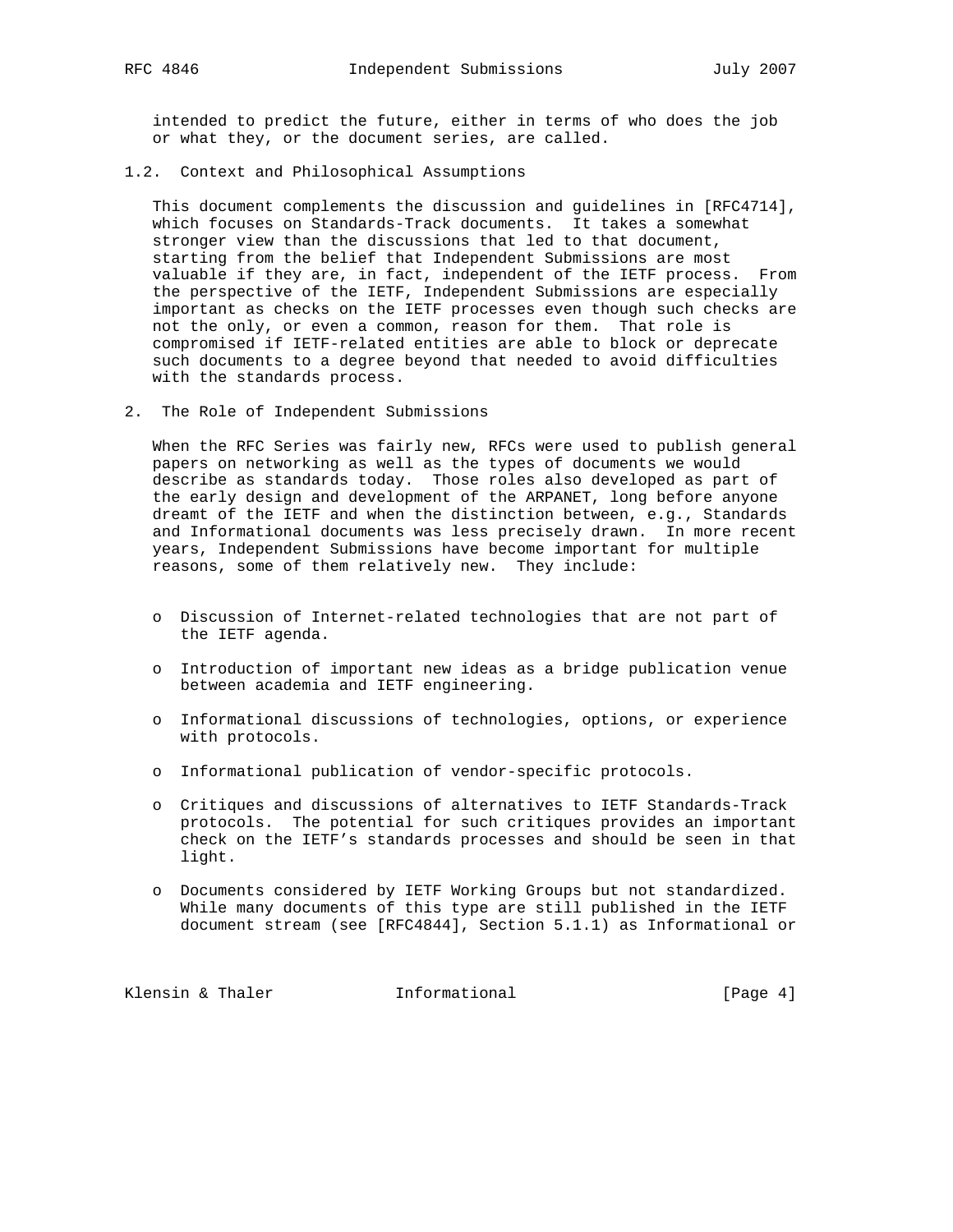intended to predict the future, either in terms of who does the job or what they, or the document series, are called.

### 1.2. Context and Philosophical Assumptions

This document complements the discussion and guidelines in [RFC4714], which focuses on Standards-Track documents. It takes a somewhat stronger view than the discussions that led to that document, starting from the belief that Independent Submissions are most valuable if they are, in fact, independent of the IETF process. From the perspective of the IETF, Independent Submissions are especially important as checks on the IETF processes even though such checks are not the only, or even a common, reason for them. That role is compromised if IETF-related entities are able to block or deprecate such documents to a degree beyond that needed to avoid difficulties with the standards process.

## 2. The Role of Independent Submissions

When the RFC Series was fairly new, RFCs were used to publish general papers on networking as well as the types of documents we would describe as standards today. Those roles also developed as part of the early design and development of the ARPANET, long before anyone dreamt of the IETF and when the distinction between, e.g., Standards and Informational documents was less precisely drawn. In more recent years, Independent Submissions have become important for multiple reasons, some of them relatively new. They include:

- Discussion of Internet-related technologies that are not part of the IETF agenda.
- Introduction of important new ideas as a bridge publication venue between academia and IETF engineering.
- Informational discussions of technologies, options, or experience with protocols.
- Informational publication of vendor-specific protocols.
- Critiques and discussions of alternatives to IETF Standards-Track protocols. The potential for such critiques provides an important check on the IETF's standards processes and should be seen in that light.
- Documents considered by IETF Working Groups but not standardized. While many documents of this type are still published in the IETF document stream (see [RFC4844], Section 5.1.1) as Informational or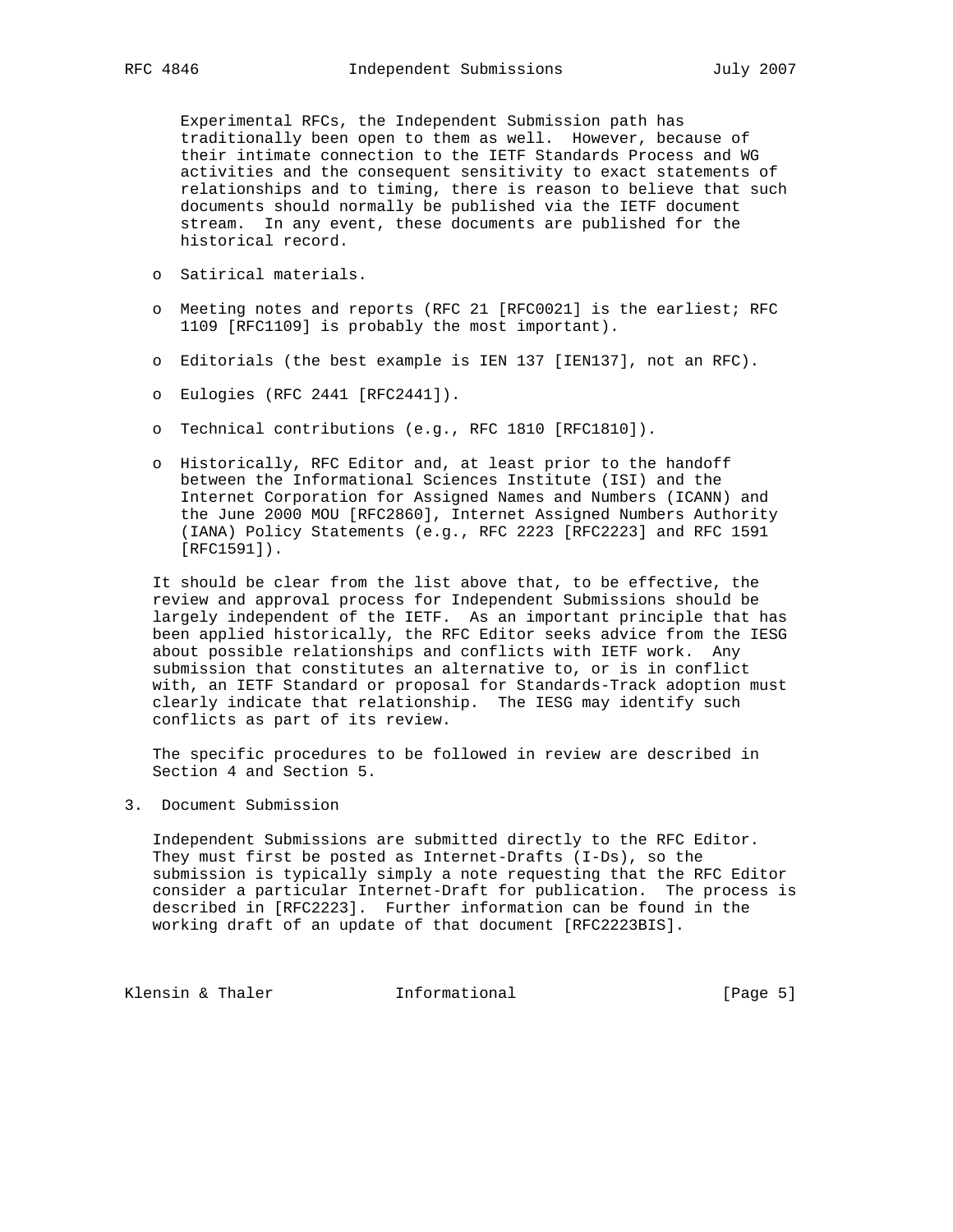Experimental RFCs, the Independent Submission path has traditionally been open to them as well. However, because of their intimate connection to the IETF Standards Process and WG activities and the consequent sensitivity to exact statements of relationships and to timing, there is reason to believe that such documents should normally be published via the IETF document stream. In any event, these documents are published for the historical record.

- Satirical materials.
- Meeting notes and reports (RFC 21 [RFC0021] is the earliest; RFC 1109 [RFC1109] is probably the most important).
- Editorials (the best example is IEN 137 [IEN137], not an RFC).
- Eulogies (RFC 2441 [RFC2441]).
- Technical contributions (e.g., RFC 1810 [RFC1810]).
- Historically, RFC Editor and, at least prior to the handoff between the Informational Sciences Institute (ISI) and the Internet Corporation for Assigned Names and Numbers (ICANN) and the June 2000 MOU [RFC2860], Internet Assigned Numbers Authority (IANA) Policy Statements (e.g., RFC 2223 [RFC2223] and RFC 1591 [RFC1591]).

It should be clear from the list above that, to be effective, the review and approval process for Independent Submissions should be largely independent of the IETF. As an important principle that has been applied historically, the RFC Editor seeks advice from the IESG about possible relationships and conflicts with IETF work. Any submission that constitutes an alternative to, or is in conflict with, an IETF Standard or proposal for Standards-Track adoption must clearly indicate that relationship. The IESG may identify such conflicts as part of its review.

The specific procedures to be followed in review are described in Section 4 and Section 5.

## 3. Document Submission

Independent Submissions are submitted directly to the RFC Editor. They must first be posted as Internet-Drafts (I-Ds), so the submission is typically simply a note requesting that the RFC Editor consider a particular Internet-Draft for publication. The process is described in [RFC2223]. Further information can be found in the working draft of an update of that document [RFC2223BIS].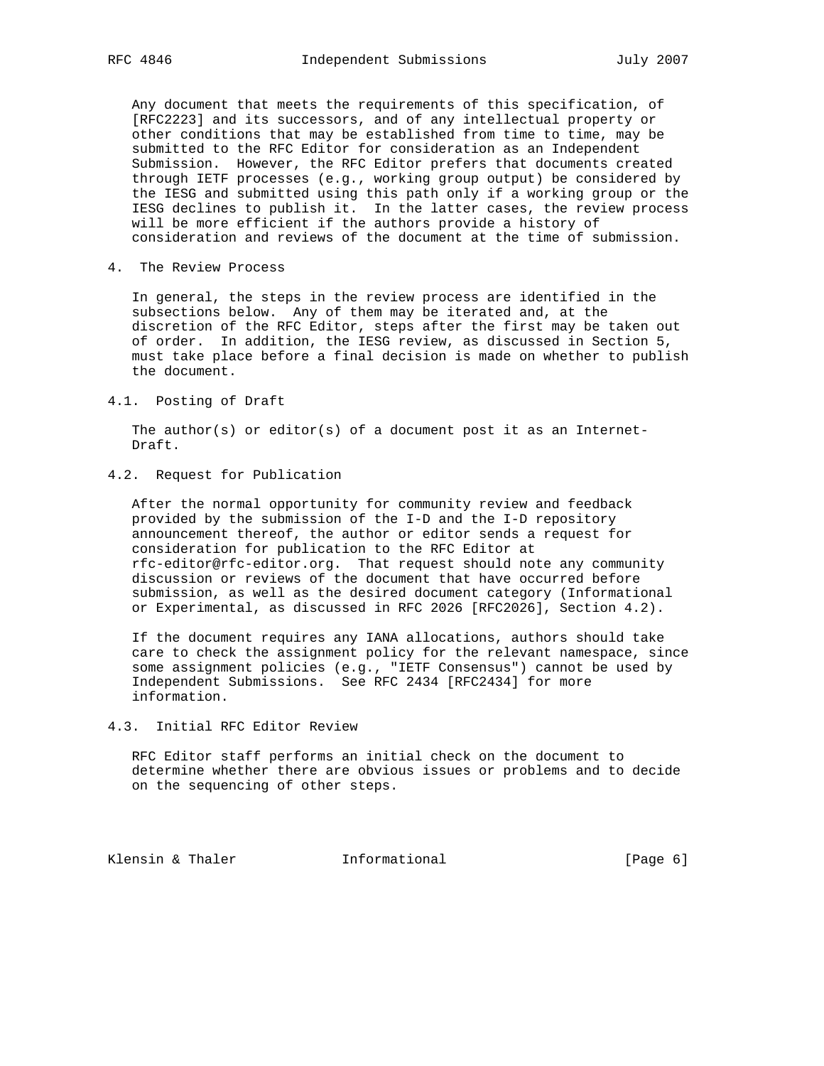Any document that meets the requirements of this specification, of [RFC2223] and its successors, and of any intellectual property or other conditions that may be established from time to time, may be submitted to the RFC Editor for consideration as an Independent Submission. However, the RFC Editor prefers that documents created through IETF processes (e.g., working group output) be considered by the IESG and submitted using this path only if a working group or the IESG declines to publish it. In the latter cases, the review process will be more efficient if the authors provide a history of consideration and reviews of the document at the time of submission.

## 4. The Review Process

In general, the steps in the review process are identified in the subsections below. Any of them may be iterated and, at the discretion of the RFC Editor, steps after the first may be taken out of order. In addition, the IESG review, as discussed in Section 5, must take place before a final decision is made on whether to publish the document.

### 4.1. Posting of Draft

The author(s) or editor(s) of a document post it as an Internet-Draft.

### 4.2. Request for Publication

After the normal opportunity for community review and feedback provided by the submission of the I-D and the I-D repository announcement thereof, the author or editor sends a request for consideration for publication to the RFC Editor at rfc-editor@rfc-editor.org. That request should note any community discussion or reviews of the document that have occurred before submission, as well as the desired document category (Informational or Experimental, as discussed in RFC 2026 [RFC2026], Section 4.2).

If the document requires any IANA allocations, authors should take care to check the assignment policy for the relevant namespace, since some assignment policies (e.g., "IETF Consensus") cannot be used by Independent Submissions. See RFC 2434 [RFC2434] for more information.

### 4.3. Initial RFC Editor Review

RFC Editor staff performs an initial check on the document to determine whether there are obvious issues or problems and to decide on the sequencing of other steps.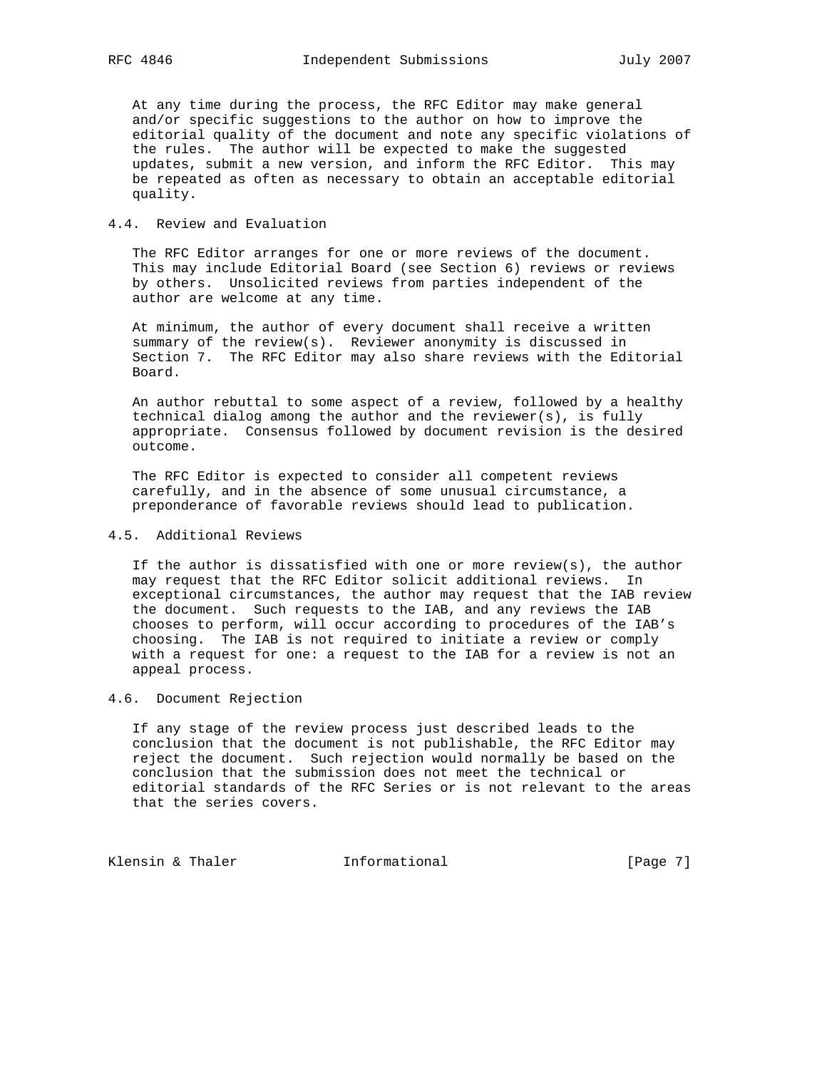At any time during the process, the RFC Editor may make general and/or specific suggestions to the author on how to improve the editorial quality of the document and note any specific violations of the rules. The author will be expected to make the suggested updates, submit a new version, and inform the RFC Editor. This may be repeated as often as necessary to obtain an acceptable editorial quality.

### 4.4. Review and Evaluation

The RFC Editor arranges for one or more reviews of the document. This may include Editorial Board (see Section 6) reviews or reviews by others. Unsolicited reviews from parties independent of the author are welcome at any time.

At minimum, the author of every document shall receive a written summary of the review(s). Reviewer anonymity is discussed in Section 7. The RFC Editor may also share reviews with the Editorial Board.

An author rebuttal to some aspect of a review, followed by a healthy technical dialog among the author and the reviewer(s), is fully appropriate. Consensus followed by document revision is the desired outcome.

The RFC Editor is expected to consider all competent reviews carefully, and in the absence of some unusual circumstance, a preponderance of favorable reviews should lead to publication.

### 4.5. Additional Reviews

If the author is dissatisfied with one or more review(s), the author may request that the RFC Editor solicit additional reviews. In exceptional circumstances, the author may request that the IAB review the document. Such requests to the IAB, and any reviews the IAB chooses to perform, will occur according to procedures of the IAB's choosing. The IAB is not required to initiate a review or comply with a request for one: a request to the IAB for a review is not an appeal process.

### 4.6. Document Rejection

If any stage of the review process just described leads to the conclusion that the document is not publishable, the RFC Editor may reject the document. Such rejection would normally be based on the conclusion that the submission does not meet the technical or editorial standards of the RFC Series or is not relevant to the areas that the series covers.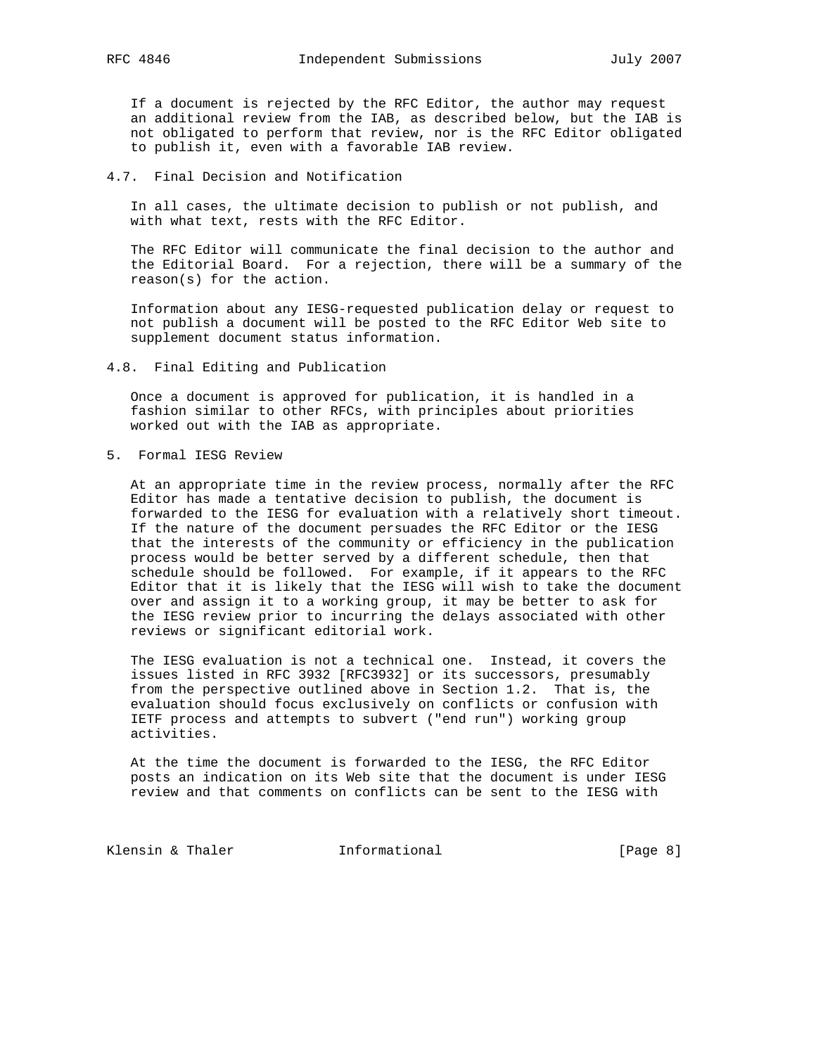If a document is rejected by the RFC Editor, the author may request an additional review from the IAB, as described below, but the IAB is not obligated to perform that review, nor is the RFC Editor obligated to publish it, even with a favorable IAB review.

### 4.7. Final Decision and Notification

In all cases, the ultimate decision to publish or not publish, and with what text, rests with the RFC Editor.

The RFC Editor will communicate the final decision to the author and the Editorial Board. For a rejection, there will be a summary of the reason(s) for the action.

Information about any IESG-requested publication delay or request to not publish a document will be posted to the RFC Editor Web site to supplement document status information.

### 4.8. Final Editing and Publication

Once a document is approved for publication, it is handled in a fashion similar to other RFCs, with principles about priorities worked out with the IAB as appropriate.

## 5. Formal IESG Review

At an appropriate time in the review process, normally after the RFC Editor has made a tentative decision to publish, the document is forwarded to the IESG for evaluation with a relatively short timeout. If the nature of the document persuades the RFC Editor or the IESG that the interests of the community or efficiency in the publication process would be better served by a different schedule, then that schedule should be followed. For example, if it appears to the RFC Editor that it is likely that the IESG will wish to take the document over and assign it to a working group, it may be better to ask for the IESG review prior to incurring the delays associated with other reviews or significant editorial work.

The IESG evaluation is not a technical one. Instead, it covers the issues listed in RFC 3932 [RFC3932] or its successors, presumably from the perspective outlined above in Section 1.2. That is, the evaluation should focus exclusively on conflicts or confusion with IETF process and attempts to subvert ("end run") working group activities.

At the time the document is forwarded to the IESG, the RFC Editor posts an indication on its Web site that the document is under IESG review and that comments on conflicts can be sent to the IESG with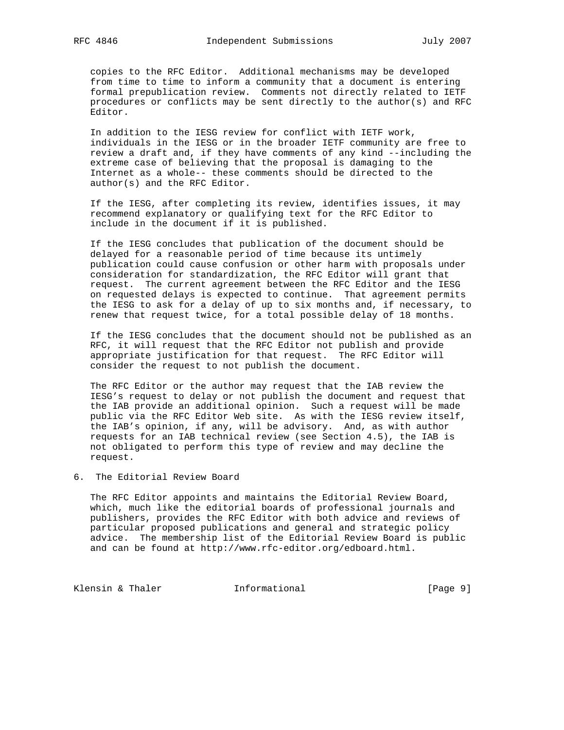copies to the RFC Editor. Additional mechanisms may be developed from time to time to inform a community that a document is entering formal prepublication review. Comments not directly related to IETF procedures or conflicts may be sent directly to the author(s) and RFC Editor.

In addition to the IESG review for conflict with IETF work, individuals in the IESG or in the broader IETF community are free to review a draft and, if they have comments of any kind --including the extreme case of believing that the proposal is damaging to the Internet as a whole-- these comments should be directed to the author(s) and the RFC Editor.

If the IESG, after completing its review, identifies issues, it may recommend explanatory or qualifying text for the RFC Editor to include in the document if it is published.

If the IESG concludes that publication of the document should be delayed for a reasonable period of time because its untimely publication could cause confusion or other harm with proposals under consideration for standardization, the RFC Editor will grant that request. The current agreement between the RFC Editor and the IESG on requested delays is expected to continue. That agreement permits the IESG to ask for a delay of up to six months and, if necessary, to renew that request twice, for a total possible delay of 18 months.

If the IESG concludes that the document should not be published as an RFC, it will request that the RFC Editor not publish and provide appropriate justification for that request. The RFC Editor will consider the request to not publish the document.

The RFC Editor or the author may request that the IAB review the IESG's request to delay or not publish the document and request that the IAB provide an additional opinion. Such a request will be made public via the RFC Editor Web site. As with the IESG review itself, the IAB's opinion, if any, will be advisory. And, as with author requests for an IAB technical review (see Section 4.5), the IAB is not obligated to perform this type of review and may decline the request.

## 6. The Editorial Review Board

The RFC Editor appoints and maintains the Editorial Review Board, which, much like the editorial boards of professional journals and publishers, provides the RFC Editor with both advice and reviews of particular proposed publications and general and strategic policy advice. The membership list of the Editorial Review Board is public and can be found at http://www.rfc-editor.org/edboard.html.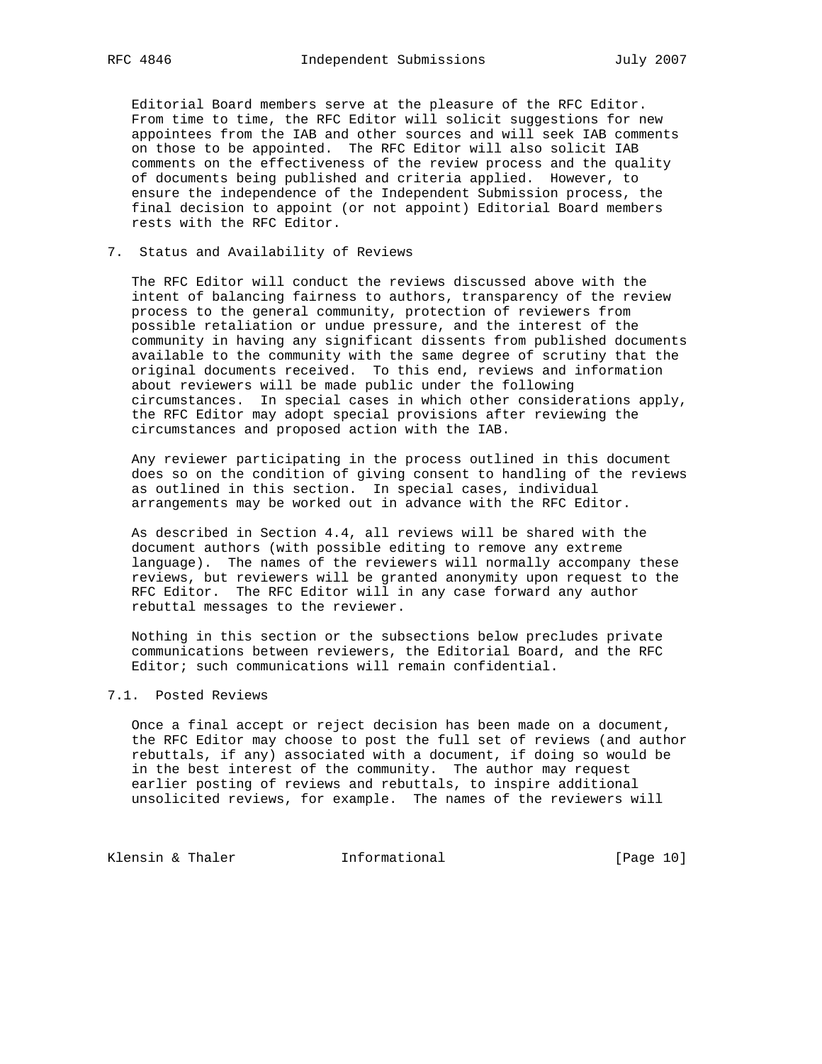Editorial Board members serve at the pleasure of the RFC Editor. From time to time, the RFC Editor will solicit suggestions for new appointees from the IAB and other sources and will seek IAB comments on those to be appointed. The RFC Editor will also solicit IAB comments on the effectiveness of the review process and the quality of documents being published and criteria applied. However, to ensure the independence of the Independent Submission process, the final decision to appoint (or not appoint) Editorial Board members rests with the RFC Editor.

## 7. Status and Availability of Reviews

The RFC Editor will conduct the reviews discussed above with the intent of balancing fairness to authors, transparency of the review process to the general community, protection of reviewers from possible retaliation or undue pressure, and the interest of the community in having any significant dissents from published documents available to the community with the same degree of scrutiny that the original documents received. To this end, reviews and information about reviewers will be made public under the following circumstances. In special cases in which other considerations apply, the RFC Editor may adopt special provisions after reviewing the circumstances and proposed action with the IAB.

Any reviewer participating in the process outlined in this document does so on the condition of giving consent to handling of the reviews as outlined in this section. In special cases, individual arrangements may be worked out in advance with the RFC Editor.

As described in Section 4.4, all reviews will be shared with the document authors (with possible editing to remove any extreme language). The names of the reviewers will normally accompany these reviews, but reviewers will be granted anonymity upon request to the RFC Editor. The RFC Editor will in any case forward any author rebuttal messages to the reviewer.

Nothing in this section or the subsections below precludes private communications between reviewers, the Editorial Board, and the RFC Editor; such communications will remain confidential.

### 7.1. Posted Reviews

Once a final accept or reject decision has been made on a document, the RFC Editor may choose to post the full set of reviews (and author rebuttals, if any) associated with a document, if doing so would be in the best interest of the community. The author may request earlier posting of reviews and rebuttals, to inspire additional unsolicited reviews, for example. The names of the reviewers will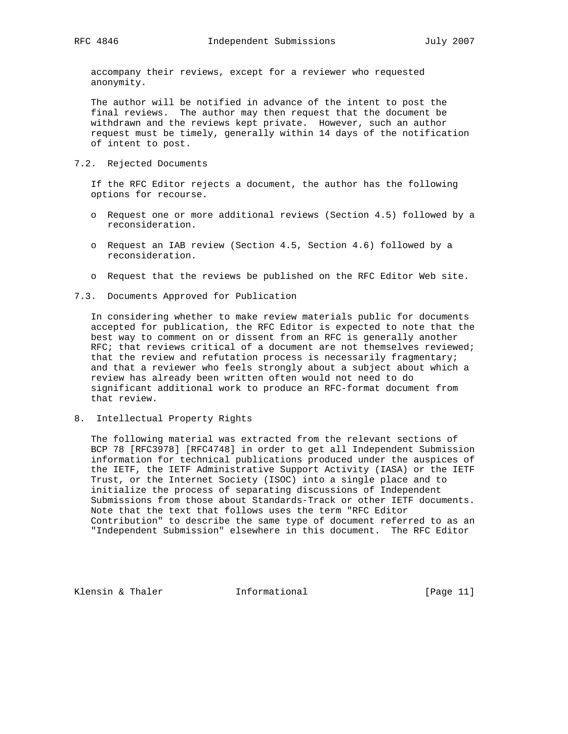accompany their reviews, except for a reviewer who requested anonymity.

The author will be notified in advance of the intent to post the final reviews. The author may then request that the document be withdrawn and the reviews kept private. However, such an author request must be timely, generally within 14 days of the notification of intent to post.

## 7.2. Rejected Documents

If the RFC Editor rejects a document, the author has the following options for recourse.

- Request one or more additional reviews (Section 4.5) followed by a reconsideration.
- Request an IAB review (Section 4.5, Section 4.6) followed by a reconsideration.
- Request that the reviews be published on the RFC Editor Web site.

## 7.3. Documents Approved for Publication

In considering whether to make review materials public for documents accepted for publication, the RFC Editor is expected to note that the best way to comment on or dissent from an RFC is generally another RFC; that reviews critical of a document are not themselves reviewed; that the review and refutation process is necessarily fragmentary; and that a reviewer who feels strongly about a subject about which a review has already been written often would not need to do significant additional work to produce an RFC-format document from that review.

# 8. Intellectual Property Rights

The following material was extracted from the relevant sections of BCP 78 [RFC3978] [RFC4748] in order to get all Independent Submission information for technical publications produced under the auspices of the IETF, the IETF Administrative Support Activity (IASA) or the IETF Trust, or the Internet Society (ISOC) into a single place and to initialize the process of separating discussions of Independent Submissions from those about Standards-Track or other IETF documents. Note that the text that follows uses the term "RFC Editor Contribution" to describe the same type of document referred to as an "Independent Submission" elsewhere in this document. The RFC Editor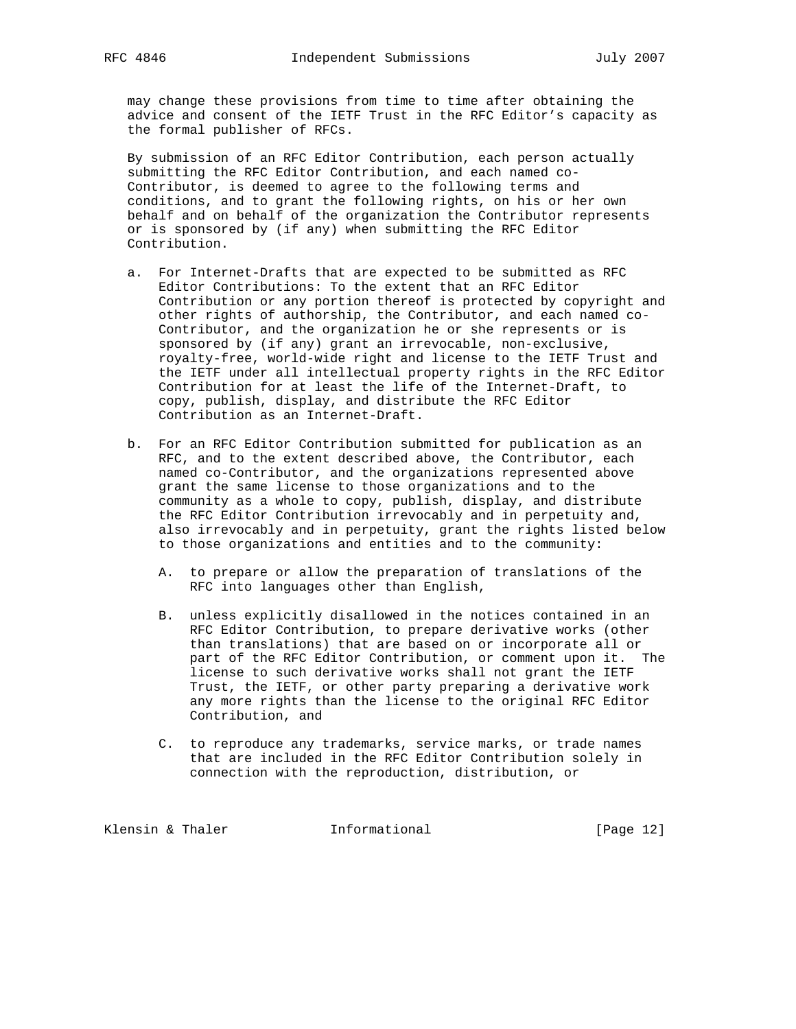may change these provisions from time to time after obtaining the advice and consent of the IETF Trust in the RFC Editor's capacity as the formal publisher of RFCs.

By submission of an RFC Editor Contribution, each person actually submitting the RFC Editor Contribution, and each named co-Contributor, is deemed to agree to the following terms and conditions, and to grant the following rights, on his or her own behalf and on behalf of the organization the Contributor represents or is sponsored by (if any) when submitting the RFC Editor Contribution.

a. For Internet-Drafts that are expected to be submitted as RFC Editor Contributions: To the extent that an RFC Editor Contribution or any portion thereof is protected by copyright and other rights of authorship, the Contributor, and each named co-Contributor, and the organization he or she represents or is sponsored by (if any) grant an irrevocable, non-exclusive, royalty-free, world-wide right and license to the IETF Trust and the IETF under all intellectual property rights in the RFC Editor Contribution for at least the life of the Internet-Draft, to copy, publish, display, and distribute the RFC Editor Contribution as an Internet-Draft.

b. For an RFC Editor Contribution submitted for publication as an RFC, and to the extent described above, the Contributor, each named co-Contributor, and the organizations represented above grant the same license to those organizations and to the community as a whole to copy, publish, display, and distribute the RFC Editor Contribution irrevocably and in perpetuity and, also irrevocably and in perpetuity, grant the rights listed below to those organizations and entities and to the community:

   A. to prepare or allow the preparation of translations of the RFC into languages other than English,

   B. unless explicitly disallowed in the notices contained in an RFC Editor Contribution, to prepare derivative works (other than translations) that are based on or incorporate all or part of the RFC Editor Contribution, or comment upon it. The license to such derivative works shall not grant the IETF Trust, the IETF, or other party preparing a derivative work any more rights than the license to the original RFC Editor Contribution, and

   C. to reproduce any trademarks, service marks, or trade names that are included in the RFC Editor Contribution solely in connection with the reproduction, distribution, or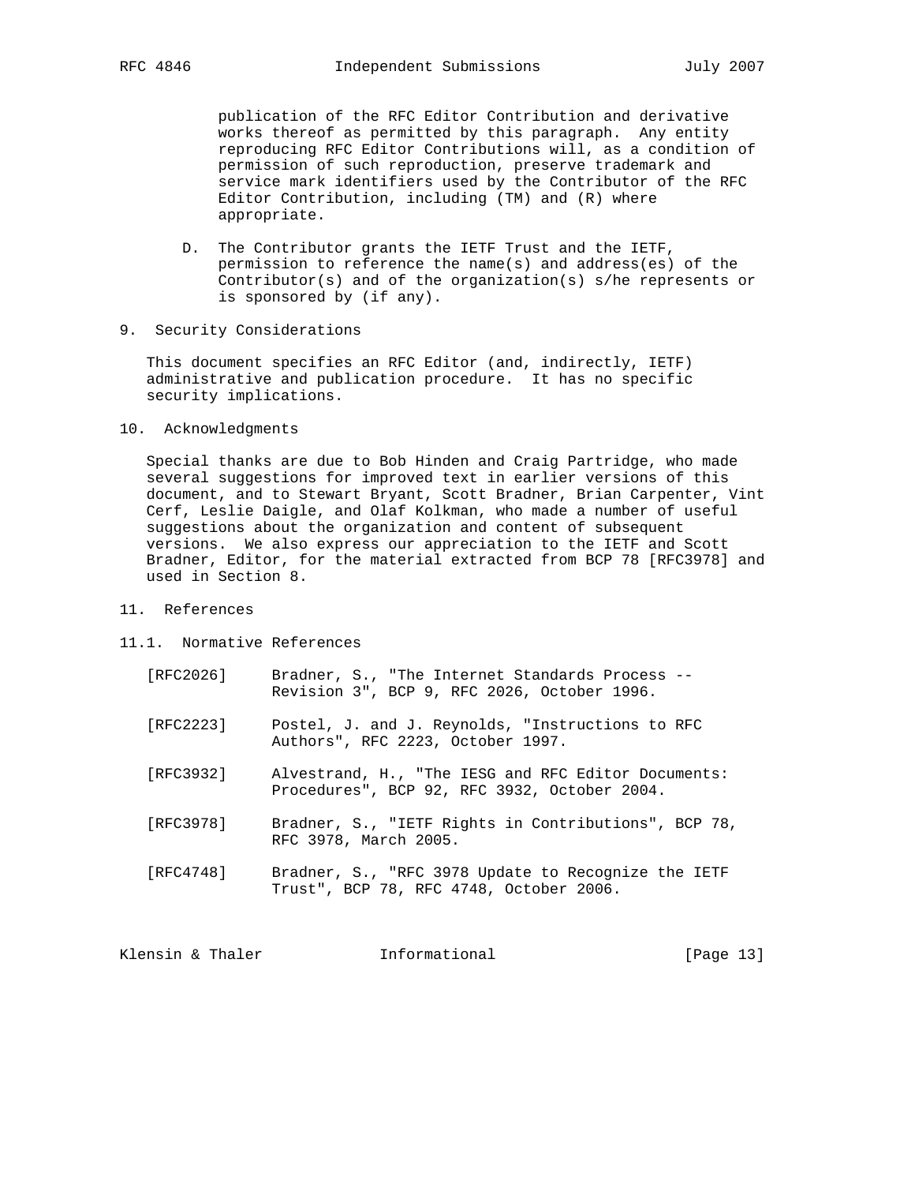publication of the RFC Editor Contribution and derivative works thereof as permitted by this paragraph. Any entity reproducing RFC Editor Contributions will, as a condition of permission of such reproduction, preserve trademark and service mark identifiers used by the Contributor of the RFC Editor Contribution, including (TM) and (R) where appropriate.

D. The Contributor grants the IETF Trust and the IETF, permission to reference the name(s) and address(es) of the Contributor(s) and of the organization(s) s/he represents or is sponsored by (if any).

## 9. Security Considerations

This document specifies an RFC Editor (and, indirectly, IETF) administrative and publication procedure. It has no specific security implications.

## 10. Acknowledgments

Special thanks are due to Bob Hinden and Craig Partridge, who made several suggestions for improved text in earlier versions of this document, and to Stewart Bryant, Scott Bradner, Brian Carpenter, Vint Cerf, Leslie Daigle, and Olaf Kolkman, who made a number of useful suggestions about the organization and content of subsequent versions. We also express our appreciation to the IETF and Scott Bradner, Editor, for the material extracted from BCP 78 [RFC3978] and used in Section 8.

## 11. References

### 11.1. Normative References

[RFC2026] Bradner, S., "The Internet Standards Process -- Revision 3", BCP 9, RFC 2026, October 1996.

[RFC2223] Postel, J. and J. Reynolds, "Instructions to RFC Authors", RFC 2223, October 1997.

[RFC3932] Alvestrand, H., "The IESG and RFC Editor Documents: Procedures", BCP 92, RFC 3932, October 2004.

[RFC3978] Bradner, S., "IETF Rights in Contributions", BCP 78, RFC 3978, March 2005.

[RFC4748] Bradner, S., "RFC 3978 Update to Recognize the IETF Trust", BCP 78, RFC 4748, October 2006.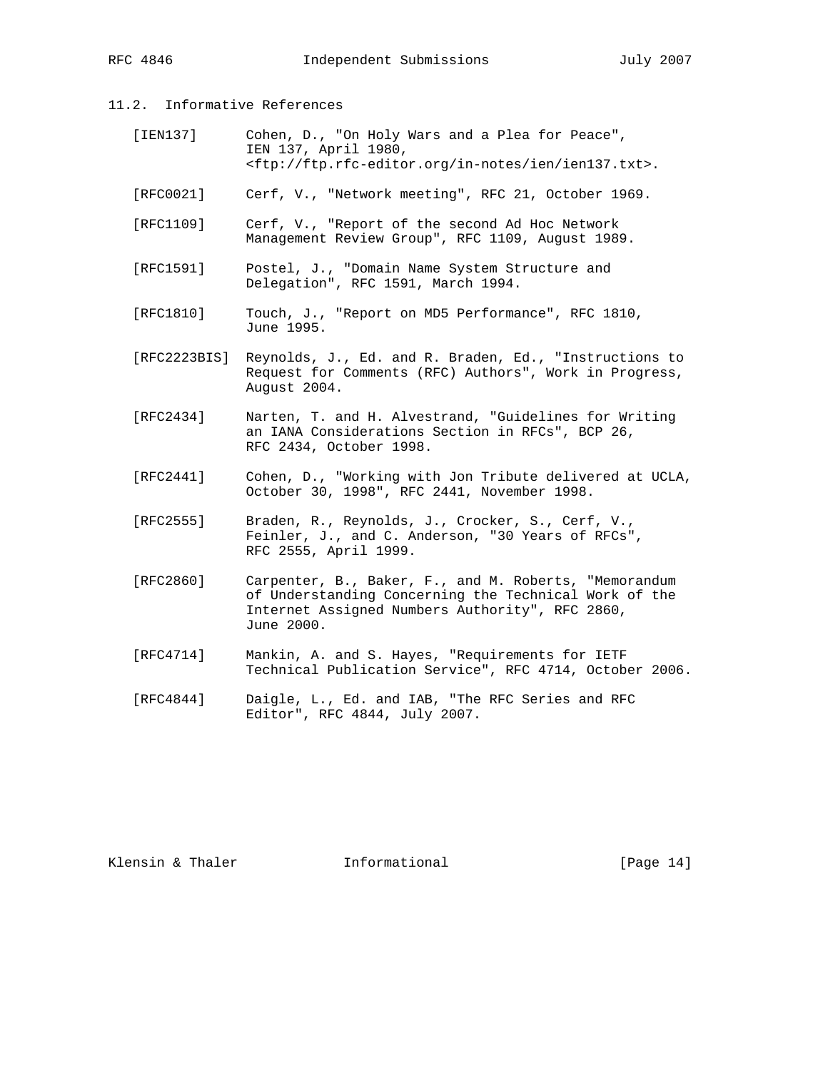### 11.2. Informative References

[IEN137] Cohen, D., "On Holy Wars and a Plea for Peace", IEN 137, April 1980, <ftp://ftp.rfc-editor.org/in-notes/ien/ien137.txt>.

[RFC0021] Cerf, V., "Network meeting", RFC 21, October 1969.

[RFC1109] Cerf, V., "Report of the second Ad Hoc Network Management Review Group", RFC 1109, August 1989.

[RFC1591] Postel, J., "Domain Name System Structure and Delegation", RFC 1591, March 1994.

[RFC1810] Touch, J., "Report on MD5 Performance", RFC 1810, June 1995.

[RFC2223BIS] Reynolds, J., Ed. and R. Braden, Ed., "Instructions to Request for Comments (RFC) Authors", Work in Progress, August 2004.

[RFC2434] Narten, T. and H. Alvestrand, "Guidelines for Writing an IANA Considerations Section in RFCs", BCP 26, RFC 2434, October 1998.

[RFC2441] Cohen, D., "Working with Jon Tribute delivered at UCLA, October 30, 1998", RFC 2441, November 1998.

[RFC2555] Braden, R., Reynolds, J., Crocker, S., Cerf, V., Feinler, J., and C. Anderson, "30 Years of RFCs", RFC 2555, April 1999.

[RFC2860] Carpenter, B., Baker, F., and M. Roberts, "Memorandum of Understanding Concerning the Technical Work of the Internet Assigned Numbers Authority", RFC 2860, June 2000.

[RFC4714] Mankin, A. and S. Hayes, "Requirements for IETF Technical Publication Service", RFC 4714, October 2006.

[RFC4844] Daigle, L., Ed. and IAB, "The RFC Series and RFC Editor", RFC 4844, July 2007.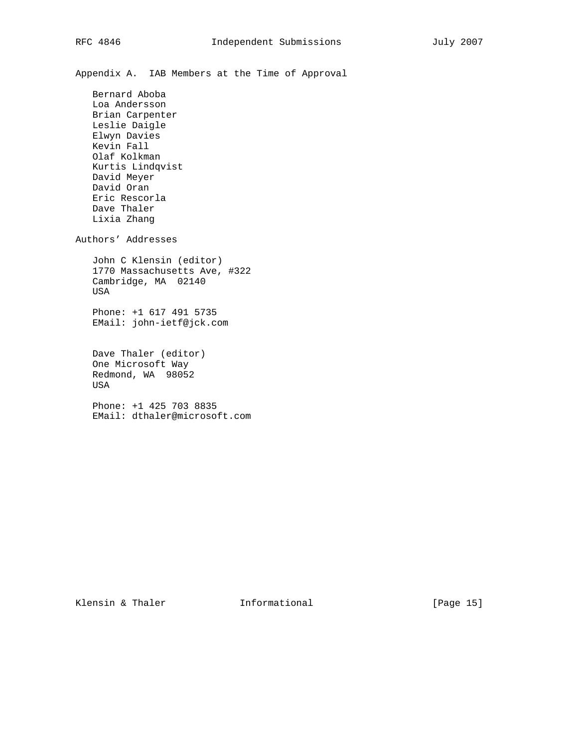## Appendix A. IAB Members at the Time of Approval

Bernard Aboba
Loa Andersson
Brian Carpenter
Leslie Daigle
Elwyn Davies
Kevin Fall
Olaf Kolkman
Kurtis Lindqvist
David Meyer
David Oran
Eric Rescorla
Dave Thaler
Lixia Zhang

## Authors' Addresses

John C Klensin (editor)
1770 Massachusetts Ave, #322
Cambridge, MA 02140
USA

Phone: +1 617 491 5735
EMail: john-ietf@jck.com

Dave Thaler (editor)
One Microsoft Way
Redmond, WA 98052
USA

Phone: +1 425 703 8835
EMail: dthaler@microsoft.com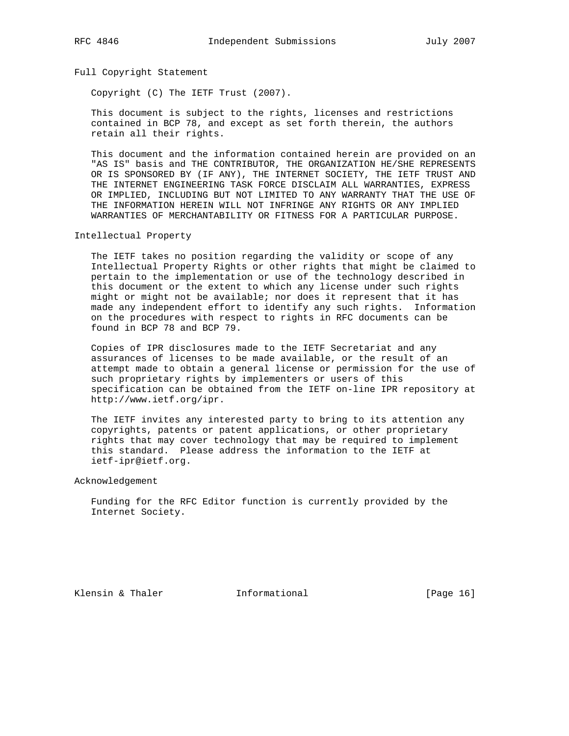## Full Copyright Statement

Copyright (C) The IETF Trust (2007).

This document is subject to the rights, licenses and restrictions contained in BCP 78, and except as set forth therein, the authors retain all their rights.

This document and the information contained herein are provided on an "AS IS" basis and THE CONTRIBUTOR, THE ORGANIZATION HE/SHE REPRESENTS OR IS SPONSORED BY (IF ANY), THE INTERNET SOCIETY, THE IETF TRUST AND THE INTERNET ENGINEERING TASK FORCE DISCLAIM ALL WARRANTIES, EXPRESS OR IMPLIED, INCLUDING BUT NOT LIMITED TO ANY WARRANTY THAT THE USE OF THE INFORMATION HEREIN WILL NOT INFRINGE ANY RIGHTS OR ANY IMPLIED WARRANTIES OF MERCHANTABILITY OR FITNESS FOR A PARTICULAR PURPOSE.

## Intellectual Property

The IETF takes no position regarding the validity or scope of any Intellectual Property Rights or other rights that might be claimed to pertain to the implementation or use of the technology described in this document or the extent to which any license under such rights might or might not be available; nor does it represent that it has made any independent effort to identify any such rights. Information on the procedures with respect to rights in RFC documents can be found in BCP 78 and BCP 79.

Copies of IPR disclosures made to the IETF Secretariat and any assurances of licenses to be made available, or the result of an attempt made to obtain a general license or permission for the use of such proprietary rights by implementers or users of this specification can be obtained from the IETF on-line IPR repository at http://www.ietf.org/ipr.

The IETF invites any interested party to bring to its attention any copyrights, patents or patent applications, or other proprietary rights that may cover technology that may be required to implement this standard. Please address the information to the IETF at ietf-ipr@ietf.org.

## Acknowledgement

Funding for the RFC Editor function is currently provided by the Internet Society.